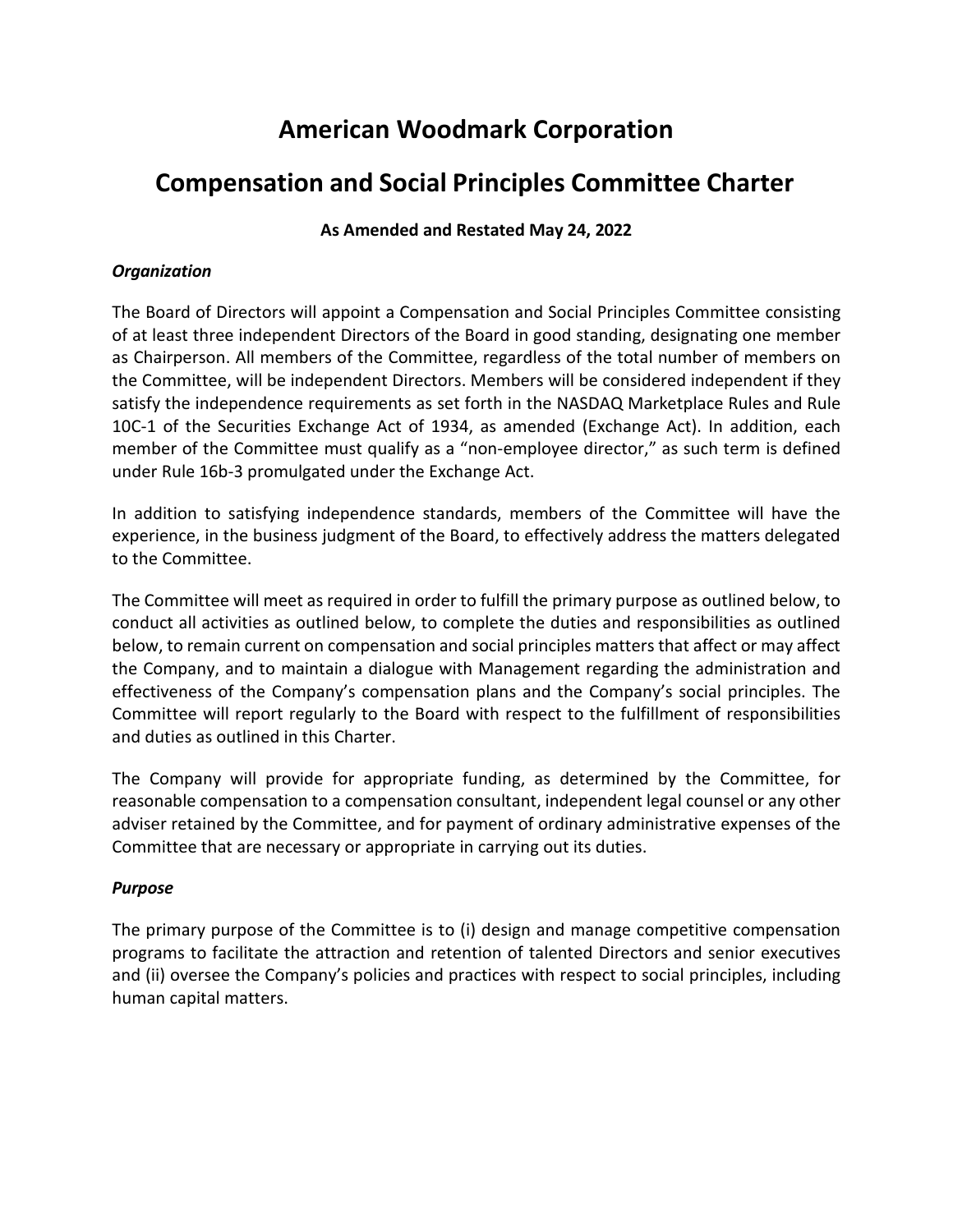# American Woodmark Corporation

# Compensation and Social Principles Committee Charter

**As Amended and Restated May 24, 2022**

***Organization***

The Board of Directors will appoint a Compensation and Social Principles Committee consisting of at least three independent Directors of the Board in good standing, designating one member as Chairperson. All members of the Committee, regardless of the total number of members on the Committee, will be independent Directors. Members will be considered independent if they satisfy the independence requirements as set forth in the NASDAQ Marketplace Rules and Rule 10C-1 of the Securities Exchange Act of 1934, as amended (Exchange Act). In addition, each member of the Committee must qualify as a "non-employee director," as such term is defined under Rule 16b-3 promulgated under the Exchange Act.

In addition to satisfying independence standards, members of the Committee will have the experience, in the business judgment of the Board, to effectively address the matters delegated to the Committee.

The Committee will meet as required in order to fulfill the primary purpose as outlined below, to conduct all activities as outlined below, to complete the duties and responsibilities as outlined below, to remain current on compensation and social principles matters that affect or may affect the Company, and to maintain a dialogue with Management regarding the administration and effectiveness of the Company's compensation plans and the Company's social principles. The Committee will report regularly to the Board with respect to the fulfillment of responsibilities and duties as outlined in this Charter.

The Company will provide for appropriate funding, as determined by the Committee, for reasonable compensation to a compensation consultant, independent legal counsel or any other adviser retained by the Committee, and for payment of ordinary administrative expenses of the Committee that are necessary or appropriate in carrying out its duties.

***Purpose***

The primary purpose of the Committee is to (i) design and manage competitive compensation programs to facilitate the attraction and retention of talented Directors and senior executives and (ii) oversee the Company's policies and practices with respect to social principles, including human capital matters.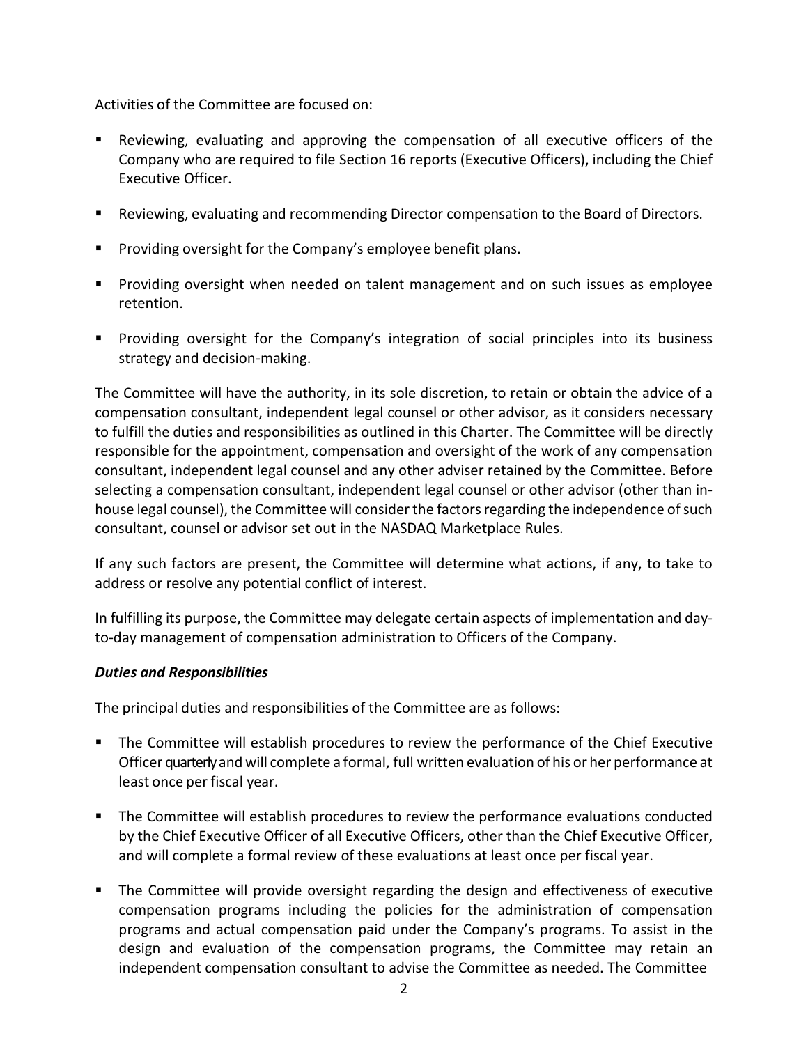Activities of the Committee are focused on:

- Reviewing, evaluating and approving the compensation of all executive officers of the Company who are required to file Section 16 reports (Executive Officers), including the Chief Executive Officer.
- Reviewing, evaluating and recommending Director compensation to the Board of Directors.
- Providing oversight for the Company's employee benefit plans.
- Providing oversight when needed on talent management and on such issues as employee retention.
- Providing oversight for the Company's integration of social principles into its business strategy and decision-making.

The Committee will have the authority, in its sole discretion, to retain or obtain the advice of a compensation consultant, independent legal counsel or other advisor, as it considers necessary to fulfill the duties and responsibilities as outlined in this Charter. The Committee will be directly responsible for the appointment, compensation and oversight of the work of any compensation consultant, independent legal counsel and any other adviser retained by the Committee. Before selecting a compensation consultant, independent legal counsel or other advisor (other than in-house legal counsel), the Committee will consider the factors regarding the independence of such consultant, counsel or advisor set out in the NASDAQ Marketplace Rules.

If any such factors are present, the Committee will determine what actions, if any, to take to address or resolve any potential conflict of interest.

In fulfilling its purpose, the Committee may delegate certain aspects of implementation and day-to-day management of compensation administration to Officers of the Company.

***Duties and Responsibilities***

The principal duties and responsibilities of the Committee are as follows:

- The Committee will establish procedures to review the performance of the Chief Executive Officer quarterly and will complete a formal, full written evaluation of his or her performance at least once per fiscal year.
- The Committee will establish procedures to review the performance evaluations conducted by the Chief Executive Officer of all Executive Officers, other than the Chief Executive Officer, and will complete a formal review of these evaluations at least once per fiscal year.
- The Committee will provide oversight regarding the design and effectiveness of executive compensation programs including the policies for the administration of compensation programs and actual compensation paid under the Company's programs. To assist in the design and evaluation of the compensation programs, the Committee may retain an independent compensation consultant to advise the Committee as needed. The Committee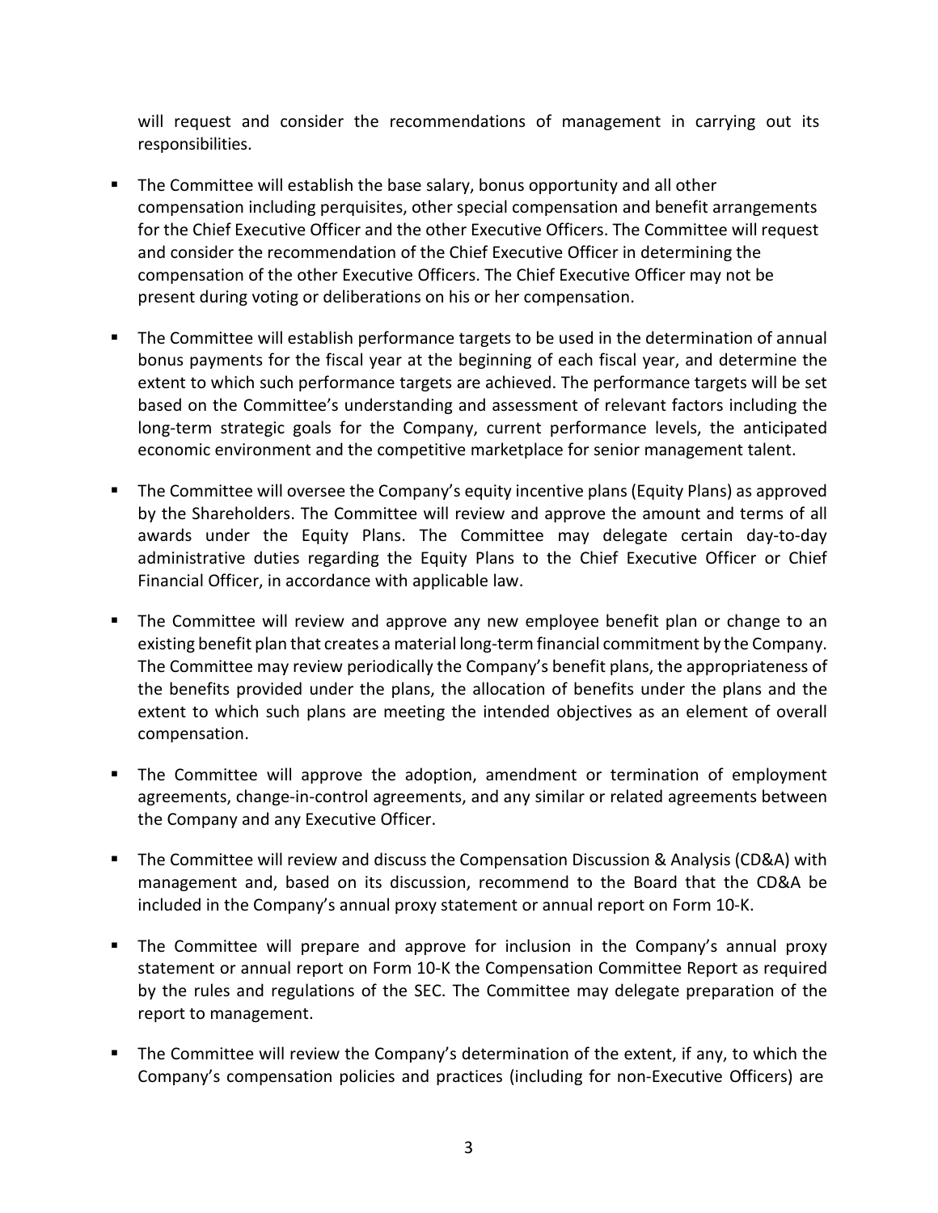will request and consider the recommendations of management in carrying out its responsibilities.

- The Committee will establish the base salary, bonus opportunity and all other compensation including perquisites, other special compensation and benefit arrangements for the Chief Executive Officer and the other Executive Officers. The Committee will request and consider the recommendation of the Chief Executive Officer in determining the compensation of the other Executive Officers. The Chief Executive Officer may not be present during voting or deliberations on his or her compensation.

- The Committee will establish performance targets to be used in the determination of annual bonus payments for the fiscal year at the beginning of each fiscal year, and determine the extent to which such performance targets are achieved. The performance targets will be set based on the Committee's understanding and assessment of relevant factors including the long-term strategic goals for the Company, current performance levels, the anticipated economic environment and the competitive marketplace for senior management talent.

- The Committee will oversee the Company's equity incentive plans (Equity Plans) as approved by the Shareholders. The Committee will review and approve the amount and terms of all awards under the Equity Plans. The Committee may delegate certain day-to-day administrative duties regarding the Equity Plans to the Chief Executive Officer or Chief Financial Officer, in accordance with applicable law.

- The Committee will review and approve any new employee benefit plan or change to an existing benefit plan that creates a material long-term financial commitment by the Company. The Committee may review periodically the Company's benefit plans, the appropriateness of the benefits provided under the plans, the allocation of benefits under the plans and the extent to which such plans are meeting the intended objectives as an element of overall compensation.

- The Committee will approve the adoption, amendment or termination of employment agreements, change-in-control agreements, and any similar or related agreements between the Company and any Executive Officer.

- The Committee will review and discuss the Compensation Discussion & Analysis (CD&A) with management and, based on its discussion, recommend to the Board that the CD&A be included in the Company's annual proxy statement or annual report on Form 10-K.

- The Committee will prepare and approve for inclusion in the Company's annual proxy statement or annual report on Form 10-K the Compensation Committee Report as required by the rules and regulations of the SEC. The Committee may delegate preparation of the report to management.

- The Committee will review the Company's determination of the extent, if any, to which the Company's compensation policies and practices (including for non-Executive Officers) are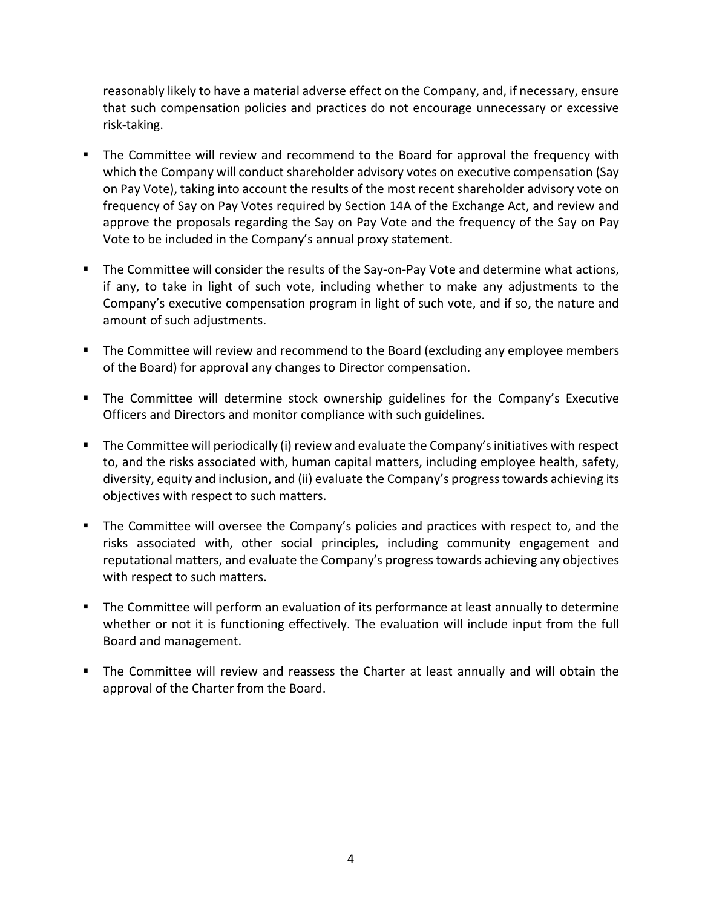reasonably likely to have a material adverse effect on the Company, and, if necessary, ensure that such compensation policies and practices do not encourage unnecessary or excessive risk-taking.

- The Committee will review and recommend to the Board for approval the frequency with which the Company will conduct shareholder advisory votes on executive compensation (Say on Pay Vote), taking into account the results of the most recent shareholder advisory vote on frequency of Say on Pay Votes required by Section 14A of the Exchange Act, and review and approve the proposals regarding the Say on Pay Vote and the frequency of the Say on Pay Vote to be included in the Company's annual proxy statement.

- The Committee will consider the results of the Say-on-Pay Vote and determine what actions, if any, to take in light of such vote, including whether to make any adjustments to the Company's executive compensation program in light of such vote, and if so, the nature and amount of such adjustments.

- The Committee will review and recommend to the Board (excluding any employee members of the Board) for approval any changes to Director compensation.

- The Committee will determine stock ownership guidelines for the Company's Executive Officers and Directors and monitor compliance with such guidelines.

- The Committee will periodically (i) review and evaluate the Company's initiatives with respect to, and the risks associated with, human capital matters, including employee health, safety, diversity, equity and inclusion, and (ii) evaluate the Company's progress towards achieving its objectives with respect to such matters.

- The Committee will oversee the Company's policies and practices with respect to, and the risks associated with, other social principles, including community engagement and reputational matters, and evaluate the Company's progress towards achieving any objectives with respect to such matters.

- The Committee will perform an evaluation of its performance at least annually to determine whether or not it is functioning effectively. The evaluation will include input from the full Board and management.

- The Committee will review and reassess the Charter at least annually and will obtain the approval of the Charter from the Board.